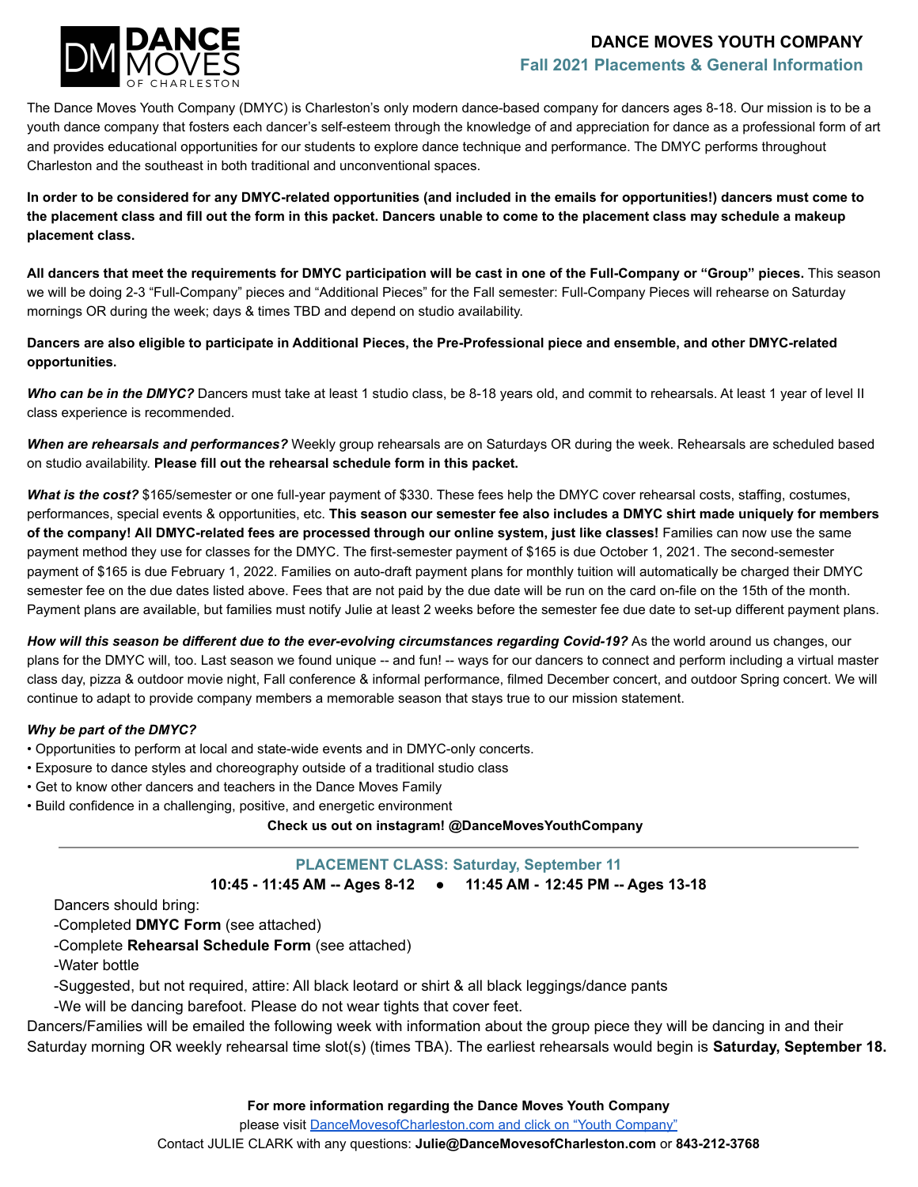DANCE MOVES OF CHARLESTON

# DANCE MOVES YOUTH COMPANY

## Fall 2021 Placements & General Information

The Dance Moves Youth Company (DMYC) is Charleston's only modern dance-based company for dancers ages 8-18. Our mission is to be a youth dance company that fosters each dancer's self-esteem through the knowledge of and appreciation for dance as a professional form of art and provides educational opportunities for our students to explore dance technique and performance. The DMYC performs throughout Charleston and the southeast in both traditional and unconventional spaces.

**In order to be considered for any DMYC-related opportunities (and included in the emails for opportunities!) dancers must come to the placement class and fill out the form in this packet. Dancers unable to come to the placement class may schedule a makeup placement class.**

**All dancers that meet the requirements for DMYC participation will be cast in one of the Full-Company or "Group" pieces.** This season we will be doing 2-3 "Full-Company" pieces and "Additional Pieces" for the Fall semester: Full-Company Pieces will rehearse on Saturday mornings OR during the week; days & times TBD and depend on studio availability.

**Dancers are also eligible to participate in Additional Pieces, the Pre-Professional piece and ensemble, and other DMYC-related opportunities.**

***Who can be in the DMYC?*** Dancers must take at least 1 studio class, be 8-18 years old, and commit to rehearsals. At least 1 year of level II class experience is recommended.

***When are rehearsals and performances?*** Weekly group rehearsals are on Saturdays OR during the week. Rehearsals are scheduled based on studio availability. **Please fill out the rehearsal schedule form in this packet.**

***What is the cost?*** $165/semester or one full-year payment of $330. These fees help the DMYC cover rehearsal costs, staffing, costumes, performances, special events & opportunities, etc. **This season our semester fee also includes a DMYC shirt made uniquely for members of the company! All DMYC-related fees are processed through our online system, just like classes!** Families can now use the same payment method they use for classes for the DMYC. The first-semester payment of $165 is due October 1, 2021. The second-semester payment of $165 is due February 1, 2022. Families on auto-draft payment plans for monthly tuition will automatically be charged their DMYC semester fee on the due dates listed above. Fees that are not paid by the due date will be run on the card on-file on the 15th of the month. Payment plans are available, but families must notify Julie at least 2 weeks before the semester fee due date to set-up different payment plans.

***How will this season be different due to the ever-evolving circumstances regarding Covid-19?*** As the world around us changes, our plans for the DMYC will, too. Last season we found unique -- and fun! -- ways for our dancers to connect and perform including a virtual master class day, pizza & outdoor movie night, Fall conference & informal performance, filmed December concert, and outdoor Spring concert. We will continue to adapt to provide company members a memorable season that stays true to our mission statement.

***Why be part of the DMYC?***

- Opportunities to perform at local and state-wide events and in DMYC-only concerts.
- Exposure to dance styles and choreography outside of a traditional studio class
- Get to know other dancers and teachers in the Dance Moves Family
- Build confidence in a challenging, positive, and energetic environment

**Check us out on instagram! @DanceMovesYouthCompany**

---

## PLACEMENT CLASS: Saturday, September 11

**10:45 - 11:45 AM -- Ages 8-12 • 11:45 AM - 12:45 PM -- Ages 13-18**

Dancers should bring:

-Completed **DMYC Form** (see attached)

-Complete **Rehearsal Schedule Form** (see attached)

-Water bottle

-Suggested, but not required, attire: All black leotard or shirt & all black leggings/dance pants

-We will be dancing barefoot. Please do not wear tights that cover feet.

Dancers/Families will be emailed the following week with information about the group piece they will be dancing in and their Saturday morning OR weekly rehearsal time slot(s) (times TBA). The earliest rehearsals would begin is **Saturday, September 18.**

**For more information regarding the Dance Moves Youth Company**

please visit [DanceMovesofCharleston.com and click on "Youth Company"]

Contact JULIE CLARK with any questions: **Julie@DanceMovesofCharleston.com** or **843-212-3768**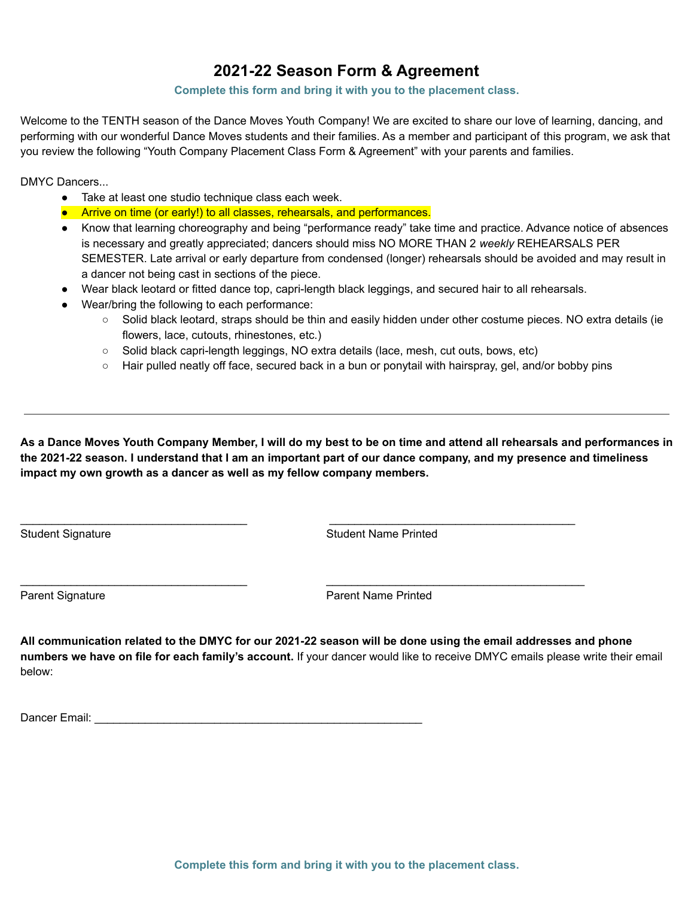# 2021-22 Season Form & Agreement

**Complete this form and bring it with you to the placement class.**

Welcome to the TENTH season of the Dance Moves Youth Company! We are excited to share our love of learning, dancing, and performing with our wonderful Dance Moves students and their families. As a member and participant of this program, we ask that you review the following "Youth Company Placement Class Form & Agreement" with your parents and families.

DMYC Dancers...

- Take at least one studio technique class each week.
- Arrive on time (or early!) to all classes, rehearsals, and performances.
- Know that learning choreography and being "performance ready" take time and practice. Advance notice of absences is necessary and greatly appreciated; dancers should miss NO MORE THAN 2 *weekly* REHEARSALS PER SEMESTER. Late arrival or early departure from condensed (longer) rehearsals should be avoided and may result in a dancer not being cast in sections of the piece.
- Wear black leotard or fitted dance top, capri-length black leggings, and secured hair to all rehearsals.
- Wear/bring the following to each performance:
    - Solid black leotard, straps should be thin and easily hidden under other costume pieces. NO extra details (ie flowers, lace, cutouts, rhinestones, etc.)
    - Solid black capri-length leggings, NO extra details (lace, mesh, cut outs, bows, etc)
    - Hair pulled neatly off face, secured back in a bun or ponytail with hairspray, gel, and/or bobby pins

---

**As a Dance Moves Youth Company Member, I will do my best to be on time and attend all rehearsals and performances in the 2021-22 season. I understand that I am an important part of our dance company, and my presence and timeliness impact my own growth as a dancer as well as my fellow company members.**

____________________________________ ________________________________________

Student Signature Student Name Printed

____________________________________ ________________________________________

Parent Signature Parent Name Printed

**All communication related to the DMYC for our 2021-22 season will be done using the email addresses and phone numbers we have on file for each family's account.** If your dancer would like to receive DMYC emails please write their email below:

Dancer Email: _____________________________________________________

**Complete this form and bring it with you to the placement class.**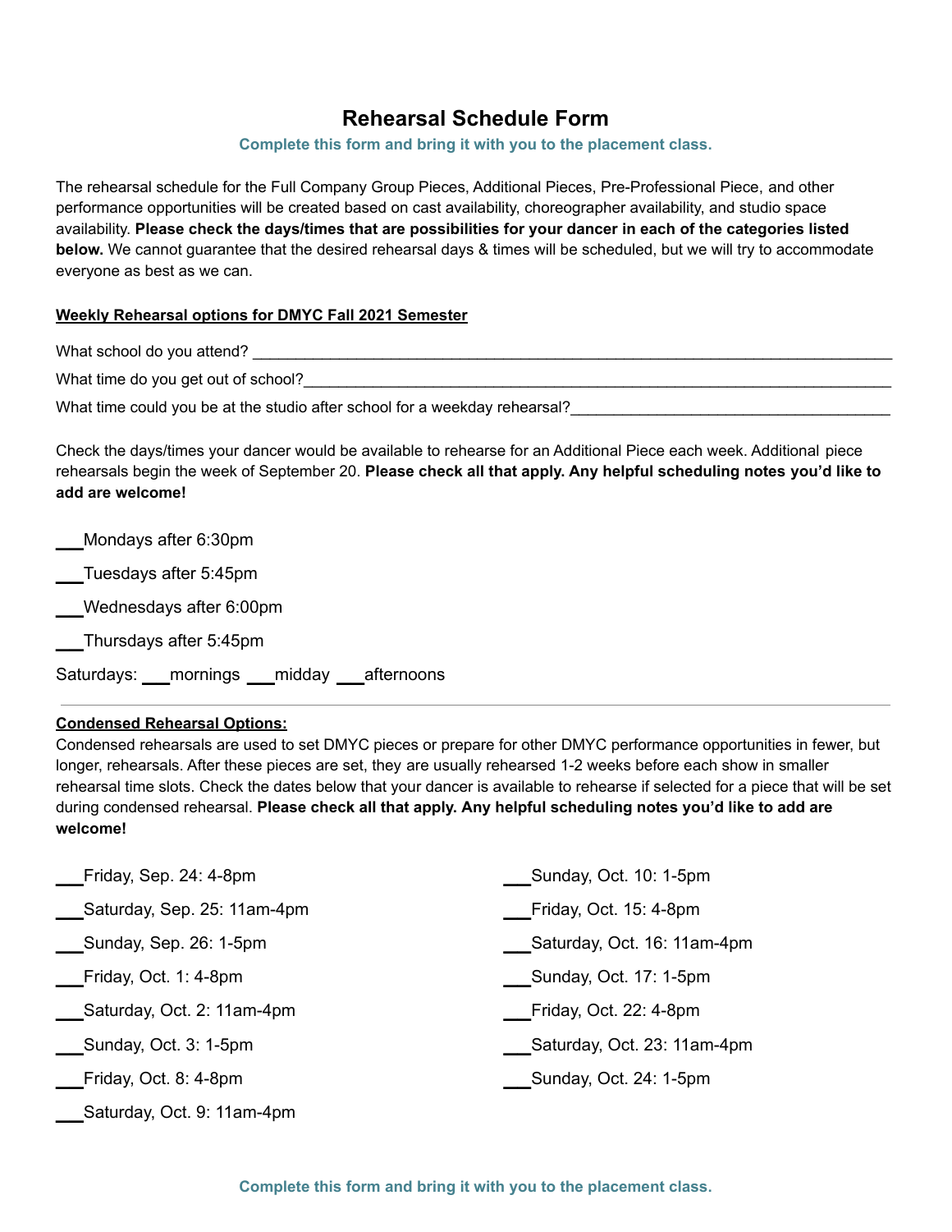# Rehearsal Schedule Form

**Complete this form and bring it with you to the placement class.**

The rehearsal schedule for the Full Company Group Pieces, Additional Pieces, Pre-Professional Piece, and other performance opportunities will be created based on cast availability, choreographer availability, and studio space availability. **Please check the days/times that are possibilities for your dancer in each of the categories listed below.** We cannot guarantee that the desired rehearsal days & times will be scheduled, but we will try to accommodate everyone as best as we can.

**Weekly Rehearsal options for DMYC Fall 2021 Semester**

What school do you attend? ______________________________________________

What time do you get out of school?______________________________________________

What time could you be at the studio after school for a weekday rehearsal?______________________________

Check the days/times your dancer would be available to rehearse for an Additional Piece each week. Additional piece rehearsals begin the week of September 20. **Please check all that apply. Any helpful scheduling notes you'd like to add are welcome!**

___Mondays after 6:30pm

___Tuesdays after 5:45pm

___Wednesdays after 6:00pm

___Thursdays after 5:45pm

Saturdays: ___mornings ___midday ___afternoons

---

**Condensed Rehearsal Options:**

Condensed rehearsals are used to set DMYC pieces or prepare for other DMYC performance opportunities in fewer, but longer, rehearsals. After these pieces are set, they are usually rehearsed 1-2 weeks before each show in smaller rehearsal time slots. Check the dates below that your dancer is available to rehearse if selected for a piece that will be set during condensed rehearsal. **Please check all that apply. Any helpful scheduling notes you'd like to add are welcome!**

___Friday, Sep. 24: 4-8pm

___Saturday, Sep. 25: 11am-4pm

___Sunday, Sep. 26: 1-5pm

___Friday, Oct. 1: 4-8pm

___Saturday, Oct. 2: 11am-4pm

___Sunday, Oct. 3: 1-5pm

___Friday, Oct. 8: 4-8pm

___Saturday, Oct. 9: 11am-4pm

___Sunday, Oct. 10: 1-5pm

___Friday, Oct. 15: 4-8pm

___Saturday, Oct. 16: 11am-4pm

___Sunday, Oct. 17: 1-5pm

___Friday, Oct. 22: 4-8pm

___Saturday, Oct. 23: 11am-4pm

___Sunday, Oct. 24: 1-5pm

**Complete this form and bring it with you to the placement class.**